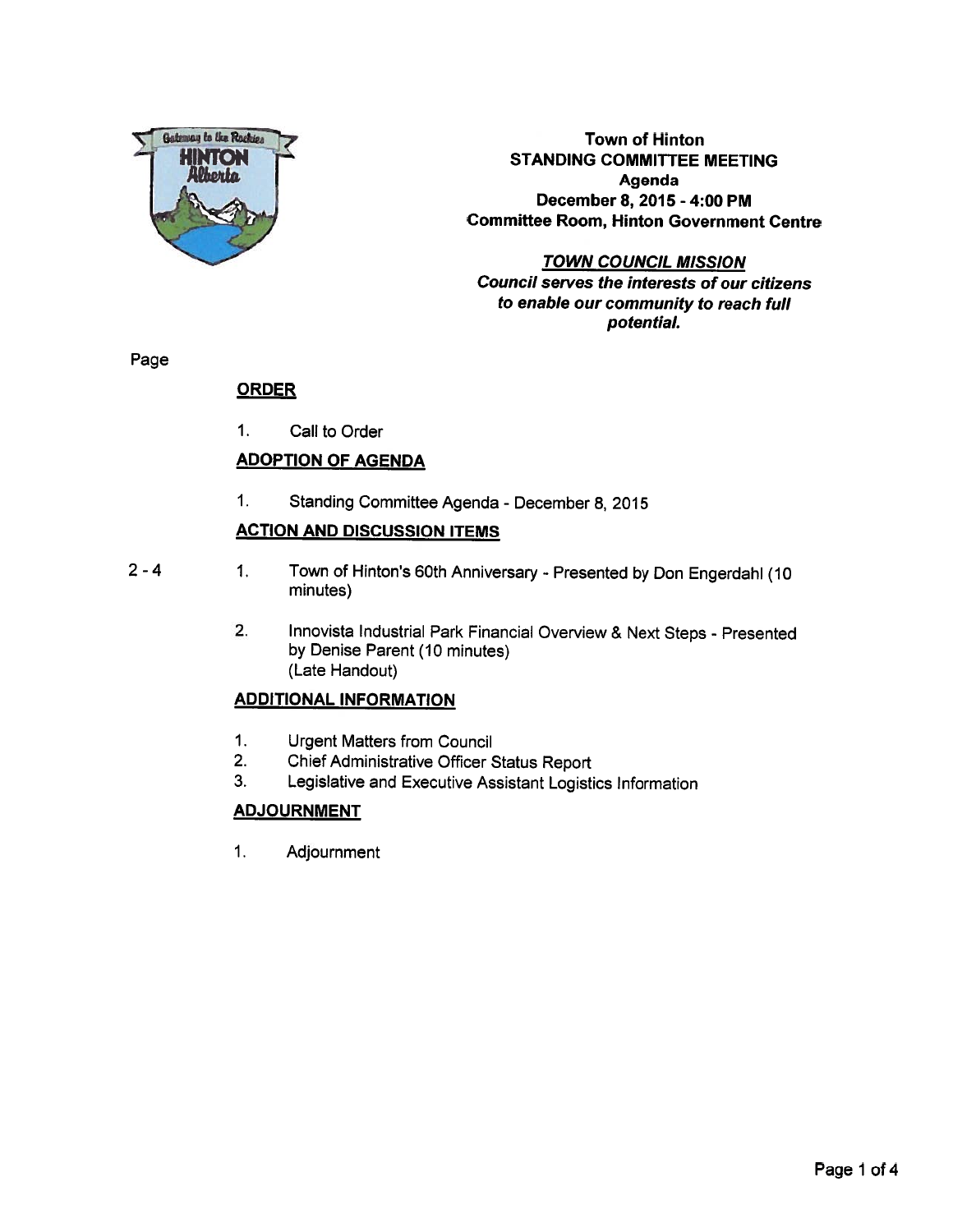# Town of Hinton
## STANDING COMMITTEE MEETING
### Agenda
**December 8, 2015 - 4:00 PM**
**Committee Room, Hinton Government Centre**

***TOWN COUNCIL MISSION***
***Council serves the interests of our citizens to enable our community to reach full potential.***

Page

## ORDER

1. Call to Order

## ADOPTION OF AGENDA

1. Standing Committee Agenda - December 8, 2015

## ACTION AND DISCUSSION ITEMS

2 - 4 &nbsp; 1. Town of Hinton's 60th Anniversary - Presented by Don Engerdahl (10 minutes)

2. Innovista Industrial Park Financial Overview & Next Steps - Presented by Denise Parent (10 minutes)
(Late Handout)

## ADDITIONAL INFORMATION

1. Urgent Matters from Council
2. Chief Administrative Officer Status Report
3. Legislative and Executive Assistant Logistics Information

## ADJOURNMENT

1. Adjournment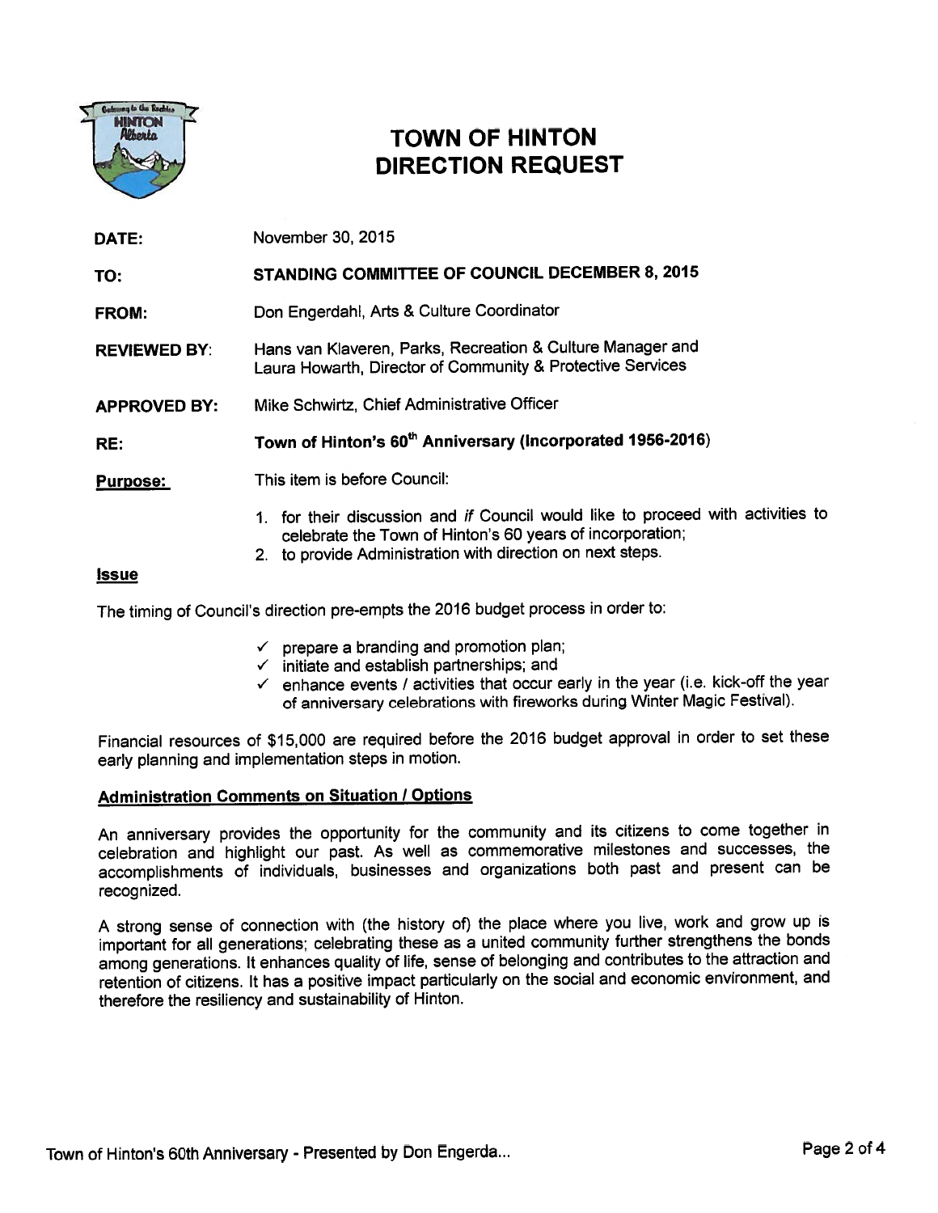# TOWN OF HINTON
# DIRECTION REQUEST

| | |
|---|---|
| **DATE:** | November 30, 2015 |
| **TO:** | **STANDING COMMITTEE OF COUNCIL DECEMBER 8, 2015** |
| **FROM:** | Don Engerdahl, Arts & Culture Coordinator |
| **REVIEWED BY**: | Hans van Klaveren, Parks, Recreation & Culture Manager and Laura Howarth, Director of Community & Protective Services |
| **APPROVED BY:** | Mike Schwirtz, Chief Administrative Officer |
| **RE:** | **Town of Hinton's 60th Anniversary (Incorporated 1956-2016)** |

**Purpose:** This item is before Council:

1. for their discussion and *if* Council would like to proceed with activities to celebrate the Town of Hinton's 60 years of incorporation;
2. to provide Administration with direction on next steps.

## Issue

The timing of Council's direction pre-empts the 2016 budget process in order to:

- ✓ prepare a branding and promotion plan;
- ✓ initiate and establish partnerships; and
- ✓ enhance events / activities that occur early in the year (i.e. kick-off the year of anniversary celebrations with fireworks during Winter Magic Festival).

Financial resources of $15,000 are required before the 2016 budget approval in order to set these early planning and implementation steps in motion.

## Administration Comments on Situation / Options

An anniversary provides the opportunity for the community and its citizens to come together in celebration and highlight our past. As well as commemorative milestones and successes, the accomplishments of individuals, businesses and organizations both past and present can be recognized.

A strong sense of connection with (the history of) the place where you live, work and grow up is important for all generations; celebrating these as a united community further strengthens the bonds among generations. It enhances quality of life, sense of belonging and contributes to the attraction and retention of citizens. It has a positive impact particularly on the social and economic environment, and therefore the resiliency and sustainability of Hinton.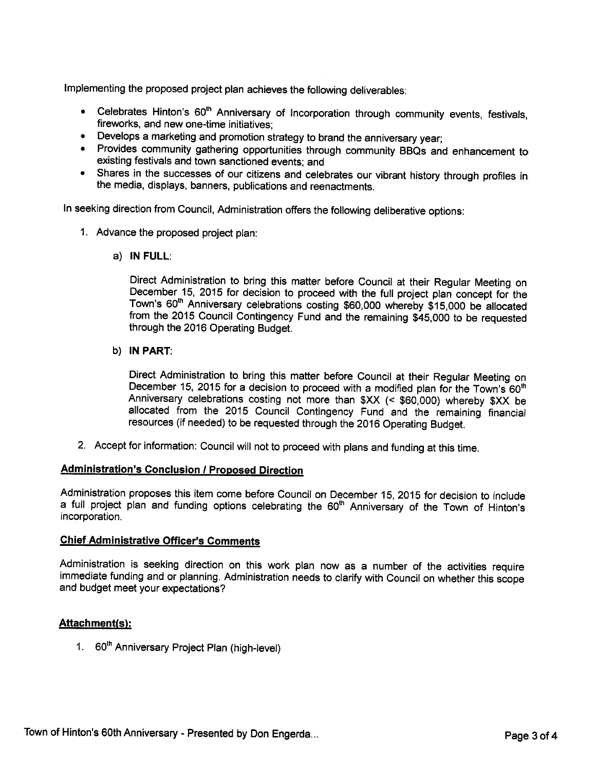Implementing the proposed project plan achieves the following deliverables:

- Celebrates Hinton's 60th Anniversary of Incorporation through community events, festivals, fireworks, and new one-time initiatives;
- Develops a marketing and promotion strategy to brand the anniversary year;
- Provides community gathering opportunities through community BBQs and enhancement to existing festivals and town sanctioned events; and
- Shares in the successes of our citizens and celebrates our vibrant history through profiles in the media, displays, banners, publications and reenactments.

In seeking direction from Council, Administration offers the following deliberative options:

1. Advance the proposed project plan:

   a) **IN FULL**:

      Direct Administration to bring this matter before Council at their Regular Meeting on December 15, 2015 for decision to proceed with the full project plan concept for the Town's 60th Anniversary celebrations costing $60,000 whereby $15,000 be allocated from the 2015 Council Contingency Fund and the remaining $45,000 to be requested through the 2016 Operating Budget.

   b) **IN PART**:

      Direct Administration to bring this matter before Council at their Regular Meeting on December 15, 2015 for a decision to proceed with a modified plan for the Town's 60th Anniversary celebrations costing not more than $XX (< $60,000) whereby $XX be allocated from the 2015 Council Contingency Fund and the remaining financial resources (if needed) to be requested through the 2016 Operating Budget.

2. Accept for information: Council will not to proceed with plans and funding at this time.

## Administration's Conclusion / Proposed Direction

Administration proposes this item come before Council on December 15, 2015 for decision to include a full project plan and funding options celebrating the 60th Anniversary of the Town of Hinton's incorporation.

## Chief Administrative Officer's Comments

Administration is seeking direction on this work plan now as a number of the activities require immediate funding and or planning. Administration needs to clarify with Council on whether this scope and budget meet your expectations?

## Attachment(s):

1. 60th Anniversary Project Plan (high-level)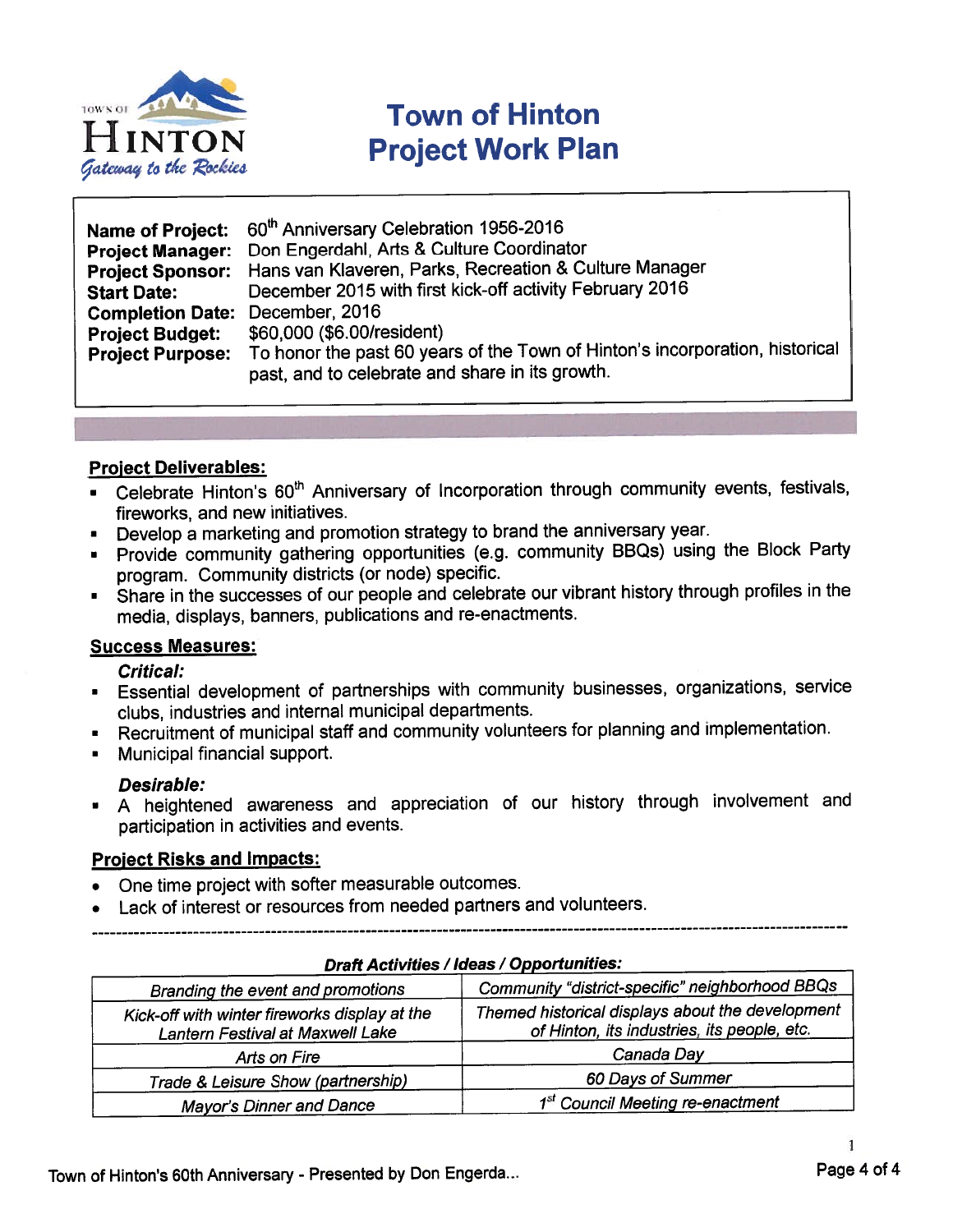# Town of Hinton Project Work Plan

**Name of Project:** 60th Anniversary Celebration 1956-2016
**Project Manager:** Don Engerdahl, Arts & Culture Coordinator
**Project Sponsor:** Hans van Klaveren, Parks, Recreation & Culture Manager
**Start Date:** December 2015 with first kick-off activity February 2016
**Completion Date:** December, 2016
**Project Budget:** $60,000 ($6.00/resident)
**Project Purpose:** To honor the past 60 years of the Town of Hinton's incorporation, historical past, and to celebrate and share in its growth.

## Project Deliverables:

- Celebrate Hinton's 60th Anniversary of Incorporation through community events, festivals, fireworks, and new initiatives.
- Develop a marketing and promotion strategy to brand the anniversary year.
- Provide community gathering opportunities (e.g. community BBQs) using the Block Party program. Community districts (or node) specific.
- Share in the successes of our people and celebrate our vibrant history through profiles in the media, displays, banners, publications and re-enactments.

## Success Measures:

### *Critical:*

- Essential development of partnerships with community businesses, organizations, service clubs, industries and internal municipal departments.
- Recruitment of municipal staff and community volunteers for planning and implementation.
- Municipal financial support.

### *Desirable:*

- A heightened awareness and appreciation of our history through involvement and participation in activities and events.

## Project Risks and Impacts:

- One time project with softer measurable outcomes.
- Lack of interest or resources from needed partners and volunteers.

---

***Draft Activities / Ideas / Opportunities:***

| | |
|---|---|
| *Branding the event and promotions* | *Community "district-specific" neighborhood BBQs* |
| *Kick-off with winter fireworks display at the Lantern Festival at Maxwell Lake* | *Themed historical displays about the development of Hinton, its industries, its people, etc.* |
| *Arts on Fire* | *Canada Day* |
| *Trade & Leisure Show (partnership)* | *60 Days of Summer* |
| *Mayor's Dinner and Dance* | *1st Council Meeting re-enactment* |